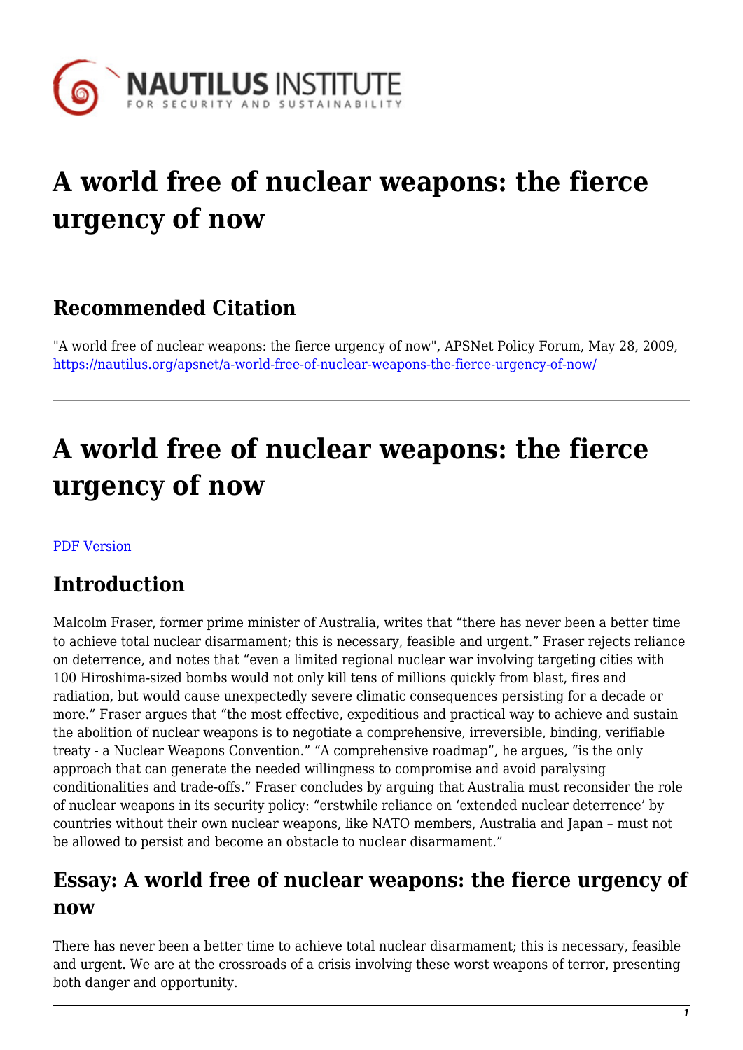# A world free of nuclear weapons: the fierce urgency of now

## Recommended Citation

"A world free of nuclear weapons: the fierce urgency of now", APSNet Policy Forum, May 28, 2009, https://nautilus.org/apsnet/a-world-free-of-nuclear-weapons-the-fierce-urgency-of-now/

# A world free of nuclear weapons: the fierce urgency of now

PDF Version

## Introduction

Malcolm Fraser, former prime minister of Australia, writes that "there has never been a better time to achieve total nuclear disarmament; this is necessary, feasible and urgent." Fraser rejects reliance on deterrence, and notes that "even a limited regional nuclear war involving targeting cities with 100 Hiroshima-sized bombs would not only kill tens of millions quickly from blast, fires and radiation, but would cause unexpectedly severe climatic consequences persisting for a decade or more." Fraser argues that "the most effective, expeditious and practical way to achieve and sustain the abolition of nuclear weapons is to negotiate a comprehensive, irreversible, binding, verifiable treaty - a Nuclear Weapons Convention." "A comprehensive roadmap", he argues, "is the only approach that can generate the needed willingness to compromise and avoid paralysing conditionalities and trade-offs." Fraser concludes by arguing that Australia must reconsider the role of nuclear weapons in its security policy: "erstwhile reliance on 'extended nuclear deterrence' by countries without their own nuclear weapons, like NATO members, Australia and Japan – must not be allowed to persist and become an obstacle to nuclear disarmament."

## Essay: A world free of nuclear weapons: the fierce urgency of now

There has never been a better time to achieve total nuclear disarmament; this is necessary, feasible and urgent. We are at the crossroads of a crisis involving these worst weapons of terror, presenting both danger and opportunity.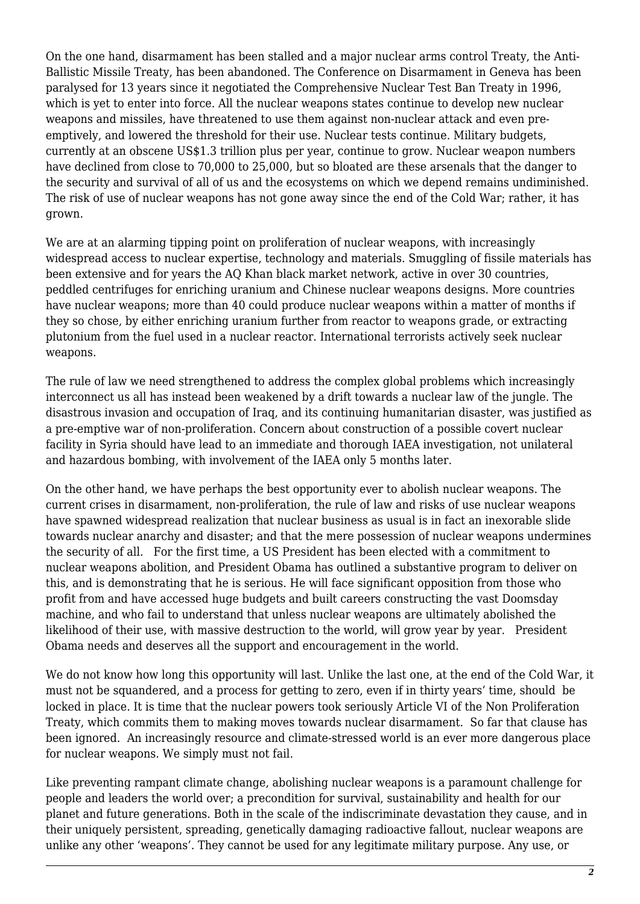On the one hand, disarmament has been stalled and a major nuclear arms control Treaty, the Anti-Ballistic Missile Treaty, has been abandoned. The Conference on Disarmament in Geneva has been paralysed for 13 years since it negotiated the Comprehensive Nuclear Test Ban Treaty in 1996, which is yet to enter into force. All the nuclear weapons states continue to develop new nuclear weapons and missiles, have threatened to use them against non-nuclear attack and even pre-emptively, and lowered the threshold for their use. Nuclear tests continue. Military budgets, currently at an obscene US$1.3 trillion plus per year, continue to grow. Nuclear weapon numbers have declined from close to 70,000 to 25,000, but so bloated are these arsenals that the danger to the security and survival of all of us and the ecosystems on which we depend remains undiminished. The risk of use of nuclear weapons has not gone away since the end of the Cold War; rather, it has grown.

We are at an alarming tipping point on proliferation of nuclear weapons, with increasingly widespread access to nuclear expertise, technology and materials. Smuggling of fissile materials has been extensive and for years the AQ Khan black market network, active in over 30 countries, peddled centrifuges for enriching uranium and Chinese nuclear weapons designs. More countries have nuclear weapons; more than 40 could produce nuclear weapons within a matter of months if they so chose, by either enriching uranium further from reactor to weapons grade, or extracting plutonium from the fuel used in a nuclear reactor. International terrorists actively seek nuclear weapons.

The rule of law we need strengthened to address the complex global problems which increasingly interconnect us all has instead been weakened by a drift towards a nuclear law of the jungle. The disastrous invasion and occupation of Iraq, and its continuing humanitarian disaster, was justified as a pre-emptive war of non-proliferation. Concern about construction of a possible covert nuclear facility in Syria should have lead to an immediate and thorough IAEA investigation, not unilateral and hazardous bombing, with involvement of the IAEA only 5 months later.

On the other hand, we have perhaps the best opportunity ever to abolish nuclear weapons. The current crises in disarmament, non-proliferation, the rule of law and risks of use nuclear weapons have spawned widespread realization that nuclear business as usual is in fact an inexorable slide towards nuclear anarchy and disaster; and that the mere possession of nuclear weapons undermines the security of all. For the first time, a US President has been elected with a commitment to nuclear weapons abolition, and President Obama has outlined a substantive program to deliver on this, and is demonstrating that he is serious. He will face significant opposition from those who profit from and have accessed huge budgets and built careers constructing the vast Doomsday machine, and who fail to understand that unless nuclear weapons are ultimately abolished the likelihood of their use, with massive destruction to the world, will grow year by year. President Obama needs and deserves all the support and encouragement in the world.

We do not know how long this opportunity will last. Unlike the last one, at the end of the Cold War, it must not be squandered, and a process for getting to zero, even if in thirty years' time, should be locked in place. It is time that the nuclear powers took seriously Article VI of the Non Proliferation Treaty, which commits them to making moves towards nuclear disarmament. So far that clause has been ignored. An increasingly resource and climate-stressed world is an ever more dangerous place for nuclear weapons. We simply must not fail.

Like preventing rampant climate change, abolishing nuclear weapons is a paramount challenge for people and leaders the world over; a precondition for survival, sustainability and health for our planet and future generations. Both in the scale of the indiscriminate devastation they cause, and in their uniquely persistent, spreading, genetically damaging radioactive fallout, nuclear weapons are unlike any other 'weapons'. They cannot be used for any legitimate military purpose. Any use, or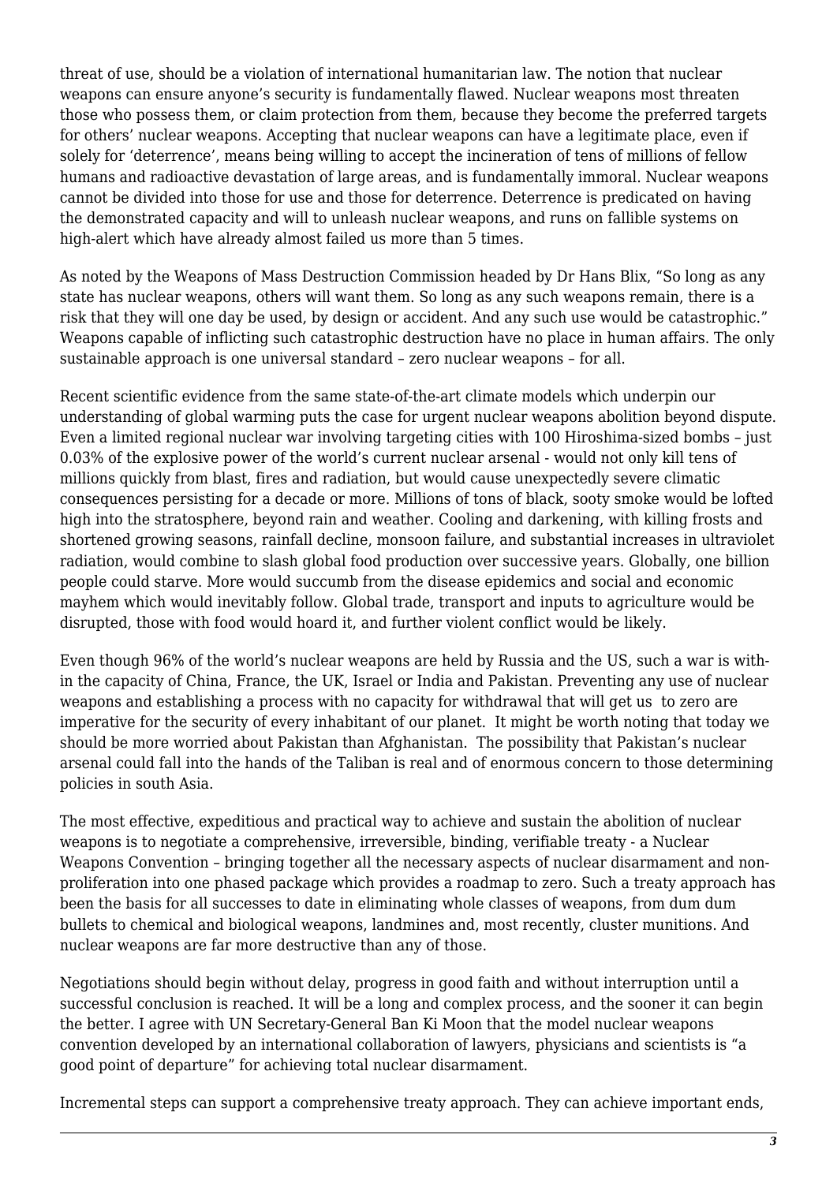threat of use, should be a violation of international humanitarian law. The notion that nuclear weapons can ensure anyone's security is fundamentally flawed. Nuclear weapons most threaten those who possess them, or claim protection from them, because they become the preferred targets for others' nuclear weapons. Accepting that nuclear weapons can have a legitimate place, even if solely for 'deterrence', means being willing to accept the incineration of tens of millions of fellow humans and radioactive devastation of large areas, and is fundamentally immoral. Nuclear weapons cannot be divided into those for use and those for deterrence. Deterrence is predicated on having the demonstrated capacity and will to unleash nuclear weapons, and runs on fallible systems on high-alert which have already almost failed us more than 5 times.

As noted by the Weapons of Mass Destruction Commission headed by Dr Hans Blix, "So long as any state has nuclear weapons, others will want them. So long as any such weapons remain, there is a risk that they will one day be used, by design or accident. And any such use would be catastrophic." Weapons capable of inflicting such catastrophic destruction have no place in human affairs. The only sustainable approach is one universal standard – zero nuclear weapons – for all.

Recent scientific evidence from the same state-of-the-art climate models which underpin our understanding of global warming puts the case for urgent nuclear weapons abolition beyond dispute. Even a limited regional nuclear war involving targeting cities with 100 Hiroshima-sized bombs – just 0.03% of the explosive power of the world's current nuclear arsenal - would not only kill tens of millions quickly from blast, fires and radiation, but would cause unexpectedly severe climatic consequences persisting for a decade or more. Millions of tons of black, sooty smoke would be lofted high into the stratosphere, beyond rain and weather. Cooling and darkening, with killing frosts and shortened growing seasons, rainfall decline, monsoon failure, and substantial increases in ultraviolet radiation, would combine to slash global food production over successive years. Globally, one billion people could starve. More would succumb from the disease epidemics and social and economic mayhem which would inevitably follow. Global trade, transport and inputs to agriculture would be disrupted, those with food would hoard it, and further violent conflict would be likely.

Even though 96% of the world's nuclear weapons are held by Russia and the US, such a war is within the capacity of China, France, the UK, Israel or India and Pakistan. Preventing any use of nuclear weapons and establishing a process with no capacity for withdrawal that will get us to zero are imperative for the security of every inhabitant of our planet. It might be worth noting that today we should be more worried about Pakistan than Afghanistan. The possibility that Pakistan's nuclear arsenal could fall into the hands of the Taliban is real and of enormous concern to those determining policies in south Asia.

The most effective, expeditious and practical way to achieve and sustain the abolition of nuclear weapons is to negotiate a comprehensive, irreversible, binding, verifiable treaty - a Nuclear Weapons Convention – bringing together all the necessary aspects of nuclear disarmament and non-proliferation into one phased package which provides a roadmap to zero. Such a treaty approach has been the basis for all successes to date in eliminating whole classes of weapons, from dum dum bullets to chemical and biological weapons, landmines and, most recently, cluster munitions. And nuclear weapons are far more destructive than any of those.

Negotiations should begin without delay, progress in good faith and without interruption until a successful conclusion is reached. It will be a long and complex process, and the sooner it can begin the better. I agree with UN Secretary-General Ban Ki Moon that the model nuclear weapons convention developed by an international collaboration of lawyers, physicians and scientists is "a good point of departure" for achieving total nuclear disarmament.

Incremental steps can support a comprehensive treaty approach. They can achieve important ends,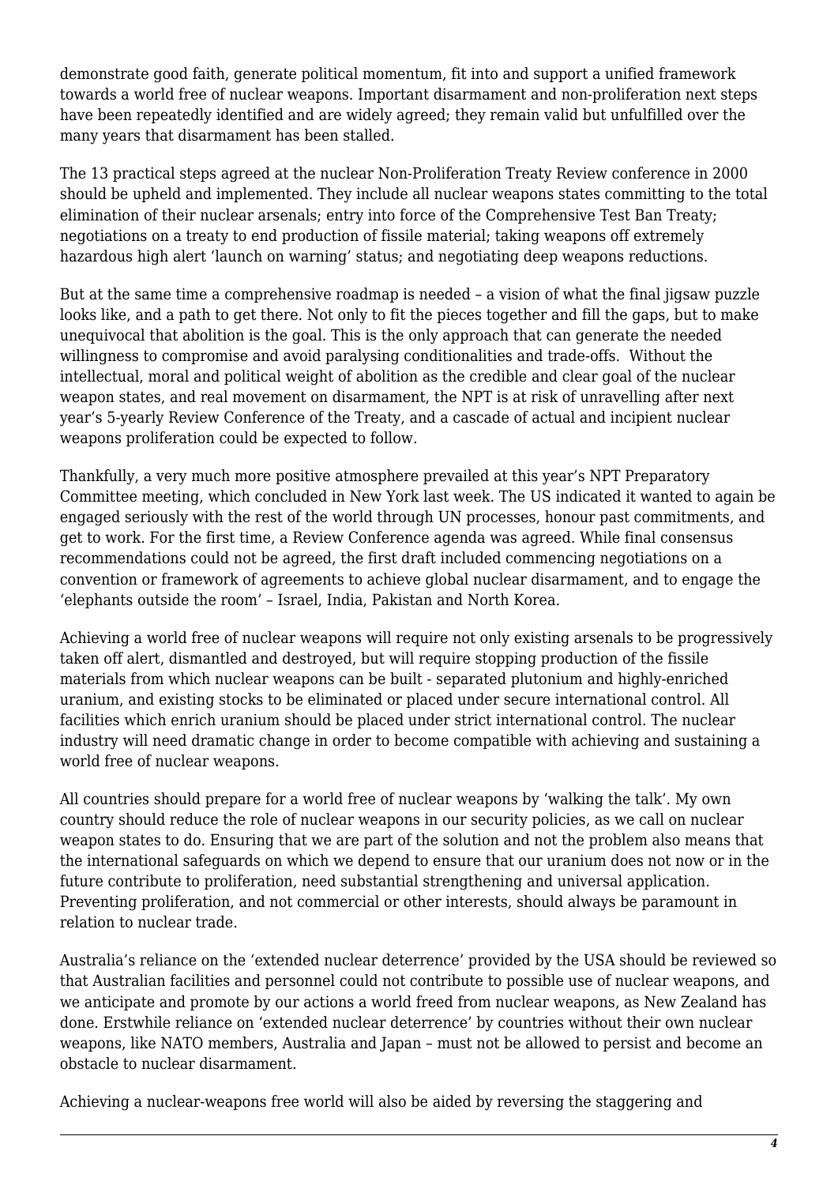demonstrate good faith, generate political momentum, fit into and support a unified framework towards a world free of nuclear weapons. Important disarmament and non-proliferation next steps have been repeatedly identified and are widely agreed; they remain valid but unfulfilled over the many years that disarmament has been stalled.

The 13 practical steps agreed at the nuclear Non-Proliferation Treaty Review conference in 2000 should be upheld and implemented. They include all nuclear weapons states committing to the total elimination of their nuclear arsenals; entry into force of the Comprehensive Test Ban Treaty; negotiations on a treaty to end production of fissile material; taking weapons off extremely hazardous high alert 'launch on warning' status; and negotiating deep weapons reductions.

But at the same time a comprehensive roadmap is needed – a vision of what the final jigsaw puzzle looks like, and a path to get there. Not only to fit the pieces together and fill the gaps, but to make unequivocal that abolition is the goal. This is the only approach that can generate the needed willingness to compromise and avoid paralysing conditionalities and trade-offs. Without the intellectual, moral and political weight of abolition as the credible and clear goal of the nuclear weapon states, and real movement on disarmament, the NPT is at risk of unravelling after next year's 5-yearly Review Conference of the Treaty, and a cascade of actual and incipient nuclear weapons proliferation could be expected to follow.

Thankfully, a very much more positive atmosphere prevailed at this year's NPT Preparatory Committee meeting, which concluded in New York last week. The US indicated it wanted to again be engaged seriously with the rest of the world through UN processes, honour past commitments, and get to work. For the first time, a Review Conference agenda was agreed. While final consensus recommendations could not be agreed, the first draft included commencing negotiations on a convention or framework of agreements to achieve global nuclear disarmament, and to engage the 'elephants outside the room' – Israel, India, Pakistan and North Korea.

Achieving a world free of nuclear weapons will require not only existing arsenals to be progressively taken off alert, dismantled and destroyed, but will require stopping production of the fissile materials from which nuclear weapons can be built - separated plutonium and highly-enriched uranium, and existing stocks to be eliminated or placed under secure international control. All facilities which enrich uranium should be placed under strict international control. The nuclear industry will need dramatic change in order to become compatible with achieving and sustaining a world free of nuclear weapons.

All countries should prepare for a world free of nuclear weapons by 'walking the talk'. My own country should reduce the role of nuclear weapons in our security policies, as we call on nuclear weapon states to do. Ensuring that we are part of the solution and not the problem also means that the international safeguards on which we depend to ensure that our uranium does not now or in the future contribute to proliferation, need substantial strengthening and universal application. Preventing proliferation, and not commercial or other interests, should always be paramount in relation to nuclear trade.

Australia's reliance on the 'extended nuclear deterrence' provided by the USA should be reviewed so that Australian facilities and personnel could not contribute to possible use of nuclear weapons, and we anticipate and promote by our actions a world freed from nuclear weapons, as New Zealand has done. Erstwhile reliance on 'extended nuclear deterrence' by countries without their own nuclear weapons, like NATO members, Australia and Japan – must not be allowed to persist and become an obstacle to nuclear disarmament.

Achieving a nuclear-weapons free world will also be aided by reversing the staggering and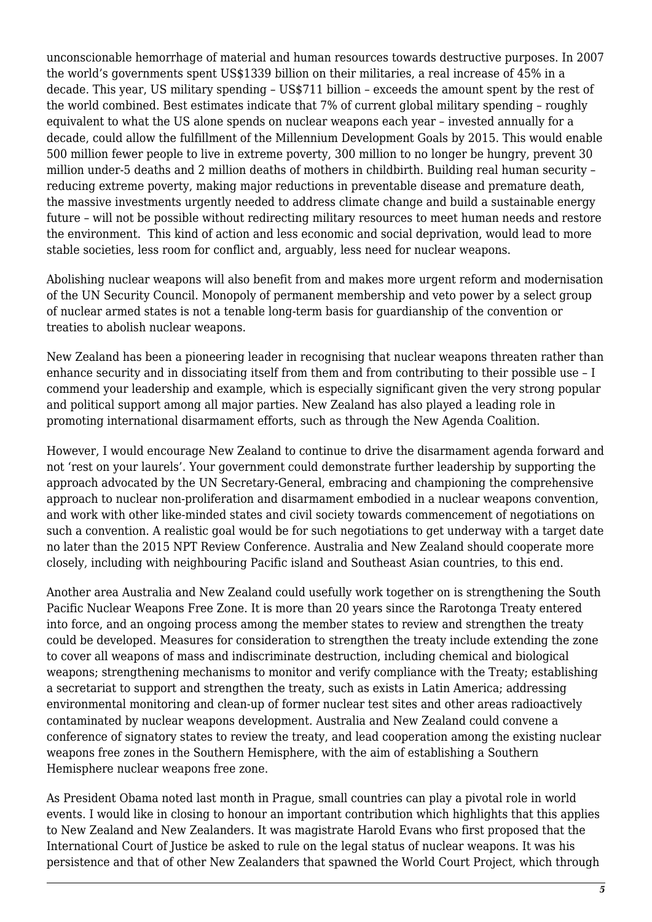unconscionable hemorrhage of material and human resources towards destructive purposes. In 2007 the world's governments spent US$1339 billion on their militaries, a real increase of 45% in a decade. This year, US military spending – US$711 billion – exceeds the amount spent by the rest of the world combined. Best estimates indicate that 7% of current global military spending – roughly equivalent to what the US alone spends on nuclear weapons each year – invested annually for a decade, could allow the fulfillment of the Millennium Development Goals by 2015. This would enable 500 million fewer people to live in extreme poverty, 300 million to no longer be hungry, prevent 30 million under-5 deaths and 2 million deaths of mothers in childbirth. Building real human security – reducing extreme poverty, making major reductions in preventable disease and premature death, the massive investments urgently needed to address climate change and build a sustainable energy future – will not be possible without redirecting military resources to meet human needs and restore the environment. This kind of action and less economic and social deprivation, would lead to more stable societies, less room for conflict and, arguably, less need for nuclear weapons.

Abolishing nuclear weapons will also benefit from and makes more urgent reform and modernisation of the UN Security Council. Monopoly of permanent membership and veto power by a select group of nuclear armed states is not a tenable long-term basis for guardianship of the convention or treaties to abolish nuclear weapons.

New Zealand has been a pioneering leader in recognising that nuclear weapons threaten rather than enhance security and in dissociating itself from them and from contributing to their possible use – I commend your leadership and example, which is especially significant given the very strong popular and political support among all major parties. New Zealand has also played a leading role in promoting international disarmament efforts, such as through the New Agenda Coalition.

However, I would encourage New Zealand to continue to drive the disarmament agenda forward and not 'rest on your laurels'. Your government could demonstrate further leadership by supporting the approach advocated by the UN Secretary-General, embracing and championing the comprehensive approach to nuclear non-proliferation and disarmament embodied in a nuclear weapons convention, and work with other like-minded states and civil society towards commencement of negotiations on such a convention. A realistic goal would be for such negotiations to get underway with a target date no later than the 2015 NPT Review Conference. Australia and New Zealand should cooperate more closely, including with neighbouring Pacific island and Southeast Asian countries, to this end.

Another area Australia and New Zealand could usefully work together on is strengthening the South Pacific Nuclear Weapons Free Zone. It is more than 20 years since the Rarotonga Treaty entered into force, and an ongoing process among the member states to review and strengthen the treaty could be developed. Measures for consideration to strengthen the treaty include extending the zone to cover all weapons of mass and indiscriminate destruction, including chemical and biological weapons; strengthening mechanisms to monitor and verify compliance with the Treaty; establishing a secretariat to support and strengthen the treaty, such as exists in Latin America; addressing environmental monitoring and clean-up of former nuclear test sites and other areas radioactively contaminated by nuclear weapons development. Australia and New Zealand could convene a conference of signatory states to review the treaty, and lead cooperation among the existing nuclear weapons free zones in the Southern Hemisphere, with the aim of establishing a Southern Hemisphere nuclear weapons free zone.

As President Obama noted last month in Prague, small countries can play a pivotal role in world events. I would like in closing to honour an important contribution which highlights that this applies to New Zealand and New Zealanders. It was magistrate Harold Evans who first proposed that the International Court of Justice be asked to rule on the legal status of nuclear weapons. It was his persistence and that of other New Zealanders that spawned the World Court Project, which through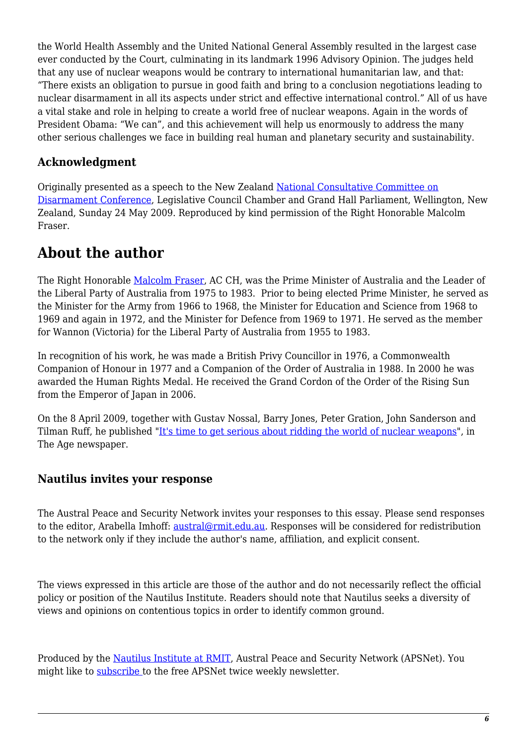the World Health Assembly and the United National General Assembly resulted in the largest case ever conducted by the Court, culminating in its landmark 1996 Advisory Opinion. The judges held that any use of nuclear weapons would be contrary to international humanitarian law, and that: "There exists an obligation to pursue in good faith and bring to a conclusion negotiations leading to nuclear disarmament in all its aspects under strict and effective international control." All of us have a vital stake and role in helping to create a world free of nuclear weapons. Again in the words of President Obama: "We can", and this achievement will help us enormously to address the many other serious challenges we face in building real human and planetary security and sustainability.

### Acknowledgment

Originally presented as a speech to the New Zealand [National Consultative Committee on Disarmament Conference](), Legislative Council Chamber and Grand Hall Parliament, Wellington, New Zealand, Sunday 24 May 2009. Reproduced by kind permission of the Right Honorable Malcolm Fraser.

## About the author

The Right Honorable [Malcolm Fraser](), AC CH, was the Prime Minister of Australia and the Leader of the Liberal Party of Australia from 1975 to 1983. Prior to being elected Prime Minister, he served as the Minister for the Army from 1966 to 1968, the Minister for Education and Science from 1968 to 1969 and again in 1972, and the Minister for Defence from 1969 to 1971. He served as the member for Wannon (Victoria) for the Liberal Party of Australia from 1955 to 1983.

In recognition of his work, he was made a British Privy Councillor in 1976, a Commonwealth Companion of Honour in 1977 and a Companion of the Order of Australia in 1988. In 2000 he was awarded the Human Rights Medal. He received the Grand Cordon of the Order of the Rising Sun from the Emperor of Japan in 2006.

On the 8 April 2009, together with Gustav Nossal, Barry Jones, Peter Gration, John Sanderson and Tilman Ruff, he published "[It's time to get serious about ridding the world of nuclear weapons]()", in The Age newspaper.

### Nautilus invites your response

The Austral Peace and Security Network invites your responses to this essay. Please send responses to the editor, Arabella Imhoff: [austral@rmit.edu.au](mailto:austral@rmit.edu.au). Responses will be considered for redistribution to the network only if they include the author's name, affiliation, and explicit consent.

The views expressed in this article are those of the author and do not necessarily reflect the official policy or position of the Nautilus Institute. Readers should note that Nautilus seeks a diversity of views and opinions on contentious topics in order to identify common ground.

Produced by the [Nautilus Institute at RMIT](), Austral Peace and Security Network (APSNet). You might like to [subscribe ]()to the free APSNet twice weekly newsletter.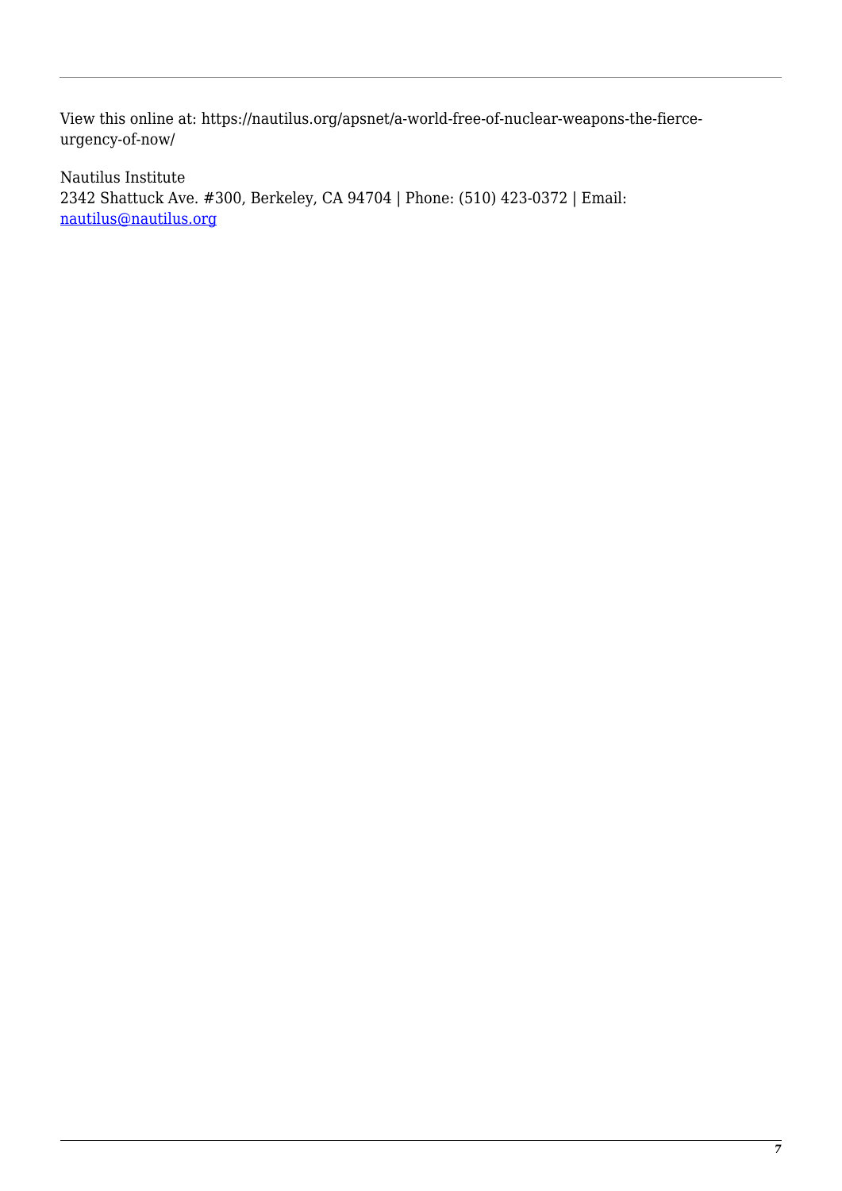View this online at: https://nautilus.org/apsnet/a-world-free-of-nuclear-weapons-the-fierce-urgency-of-now/

Nautilus Institute
2342 Shattuck Ave. #300, Berkeley, CA 94704 | Phone: (510) 423-0372 | Email: nautilus@nautilus.org